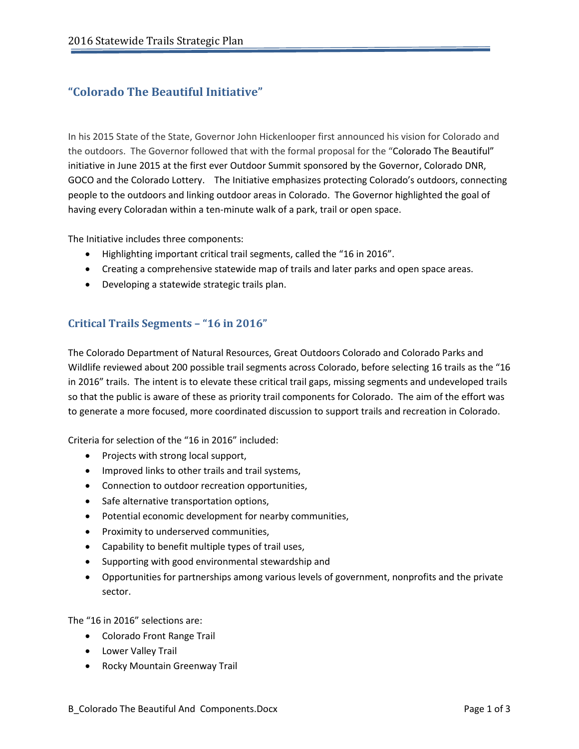## "Colorado The Beautiful Initiative"

In his 2015 State of the State, Governor John Hickenlooper first announced his vision for Colorado and the outdoors. The Governor followed that with the formal proposal for the "Colorado The Beautiful" initiative in June 2015 at the first ever Outdoor Summit sponsored by the Governor, Colorado DNR, GOCO and the Colorado Lottery. The Initiative emphasizes protecting Colorado's outdoors, connecting people to the outdoors and linking outdoor areas in Colorado. The Governor highlighted the goal of having every Coloradan within a ten-minute walk of a park, trail or open space.

The Initiative includes three components:

- Highlighting important critical trail segments, called the "16 in 2016".
- Creating a comprehensive statewide map of trails and later parks and open space areas.
- Developing a statewide strategic trails plan.

## Critical Trails Segments – "16 in 2016"

The Colorado Department of Natural Resources, Great Outdoors Colorado and Colorado Parks and Wildlife reviewed about 200 possible trail segments across Colorado, before selecting 16 trails as the "16 in 2016" trails. The intent is to elevate these critical trail gaps, missing segments and undeveloped trails so that the public is aware of these as priority trail components for Colorado. The aim of the effort was to generate a more focused, more coordinated discussion to support trails and recreation in Colorado.

Criteria for selection of the "16 in 2016" included:

- Projects with strong local support,
- Improved links to other trails and trail systems,
- Connection to outdoor recreation opportunities,
- Safe alternative transportation options,
- Potential economic development for nearby communities,
- Proximity to underserved communities,
- Capability to benefit multiple types of trail uses,
- Supporting with good environmental stewardship and
- Opportunities for partnerships among various levels of government, nonprofits and the private sector.

The "16 in 2016" selections are:

- Colorado Front Range Trail
- Lower Valley Trail
- Rocky Mountain Greenway Trail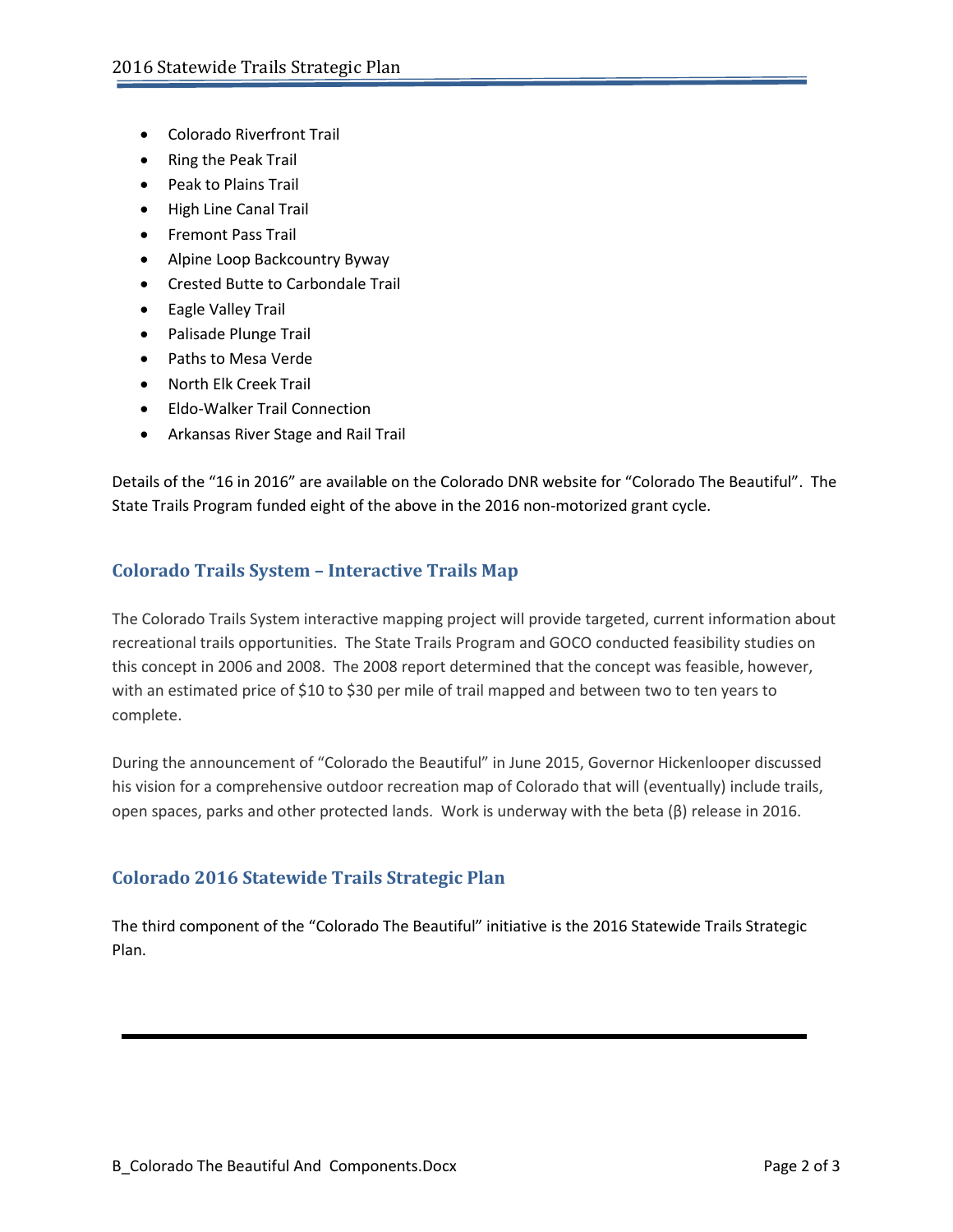- Colorado Riverfront Trail
- Ring the Peak Trail
- Peak to Plains Trail
- High Line Canal Trail
- Fremont Pass Trail
- Alpine Loop Backcountry Byway
- Crested Butte to Carbondale Trail
- Eagle Valley Trail
- Palisade Plunge Trail
- Paths to Mesa Verde
- North Elk Creek Trail
- Eldo-Walker Trail Connection
- Arkansas River Stage and Rail Trail

Details of the "16 in 2016" are available on the Colorado DNR website for "Colorado The Beautiful". The State Trails Program funded eight of the above in the 2016 non-motorized grant cycle.

## Colorado Trails System – Interactive Trails Map

The Colorado Trails System interactive mapping project will provide targeted, current information about recreational trails opportunities. The State Trails Program and GOCO conducted feasibility studies on this concept in 2006 and 2008. The 2008 report determined that the concept was feasible, however, with an estimated price of $10 to $30 per mile of trail mapped and between two to ten years to complete.

During the announcement of "Colorado the Beautiful" in June 2015, Governor Hickenlooper discussed his vision for a comprehensive outdoor recreation map of Colorado that will (eventually) include trails, open spaces, parks and other protected lands. Work is underway with the beta (β) release in 2016.

## Colorado 2016 Statewide Trails Strategic Plan

The third component of the "Colorado The Beautiful" initiative is the 2016 Statewide Trails Strategic Plan.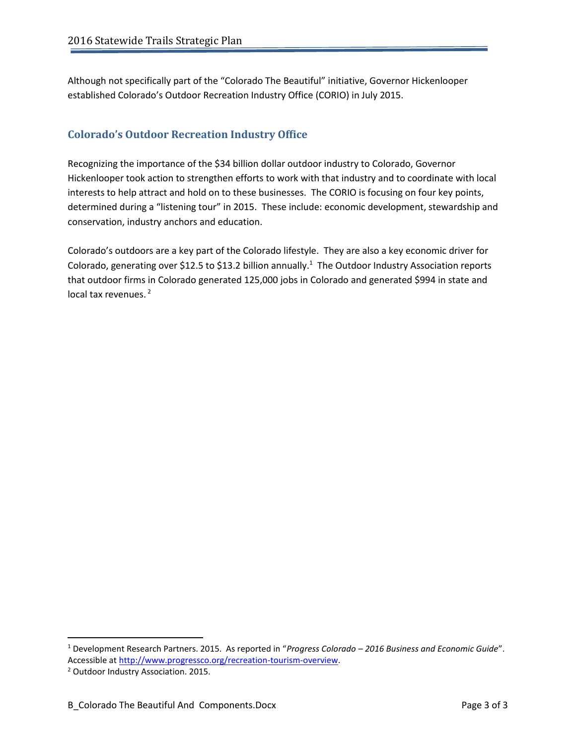Although not specifically part of the "Colorado The Beautiful" initiative, Governor Hickenlooper established Colorado's Outdoor Recreation Industry Office (CORIO) in July 2015.

## Colorado's Outdoor Recreation Industry Office

Recognizing the importance of the $34 billion dollar outdoor industry to Colorado, Governor Hickenlooper took action to strengthen efforts to work with that industry and to coordinate with local interests to help attract and hold on to these businesses. The CORIO is focusing on four key points, determined during a "listening tour" in 2015. These include: economic development, stewardship and conservation, industry anchors and education.

Colorado's outdoors are a key part of the Colorado lifestyle. They are also a key economic driver for Colorado, generating over $12.5 to $13.2 billion annually.[1] The Outdoor Industry Association reports that outdoor firms in Colorado generated 125,000 jobs in Colorado and generated $994 in state and local tax revenues.[2]

---

[1] Development Research Partners. 2015. As reported in "*Progress Colorado – 2016 Business and Economic Guide*". Accessible at http://www.progressco.org/recreation-tourism-overview.

[2] Outdoor Industry Association. 2015.